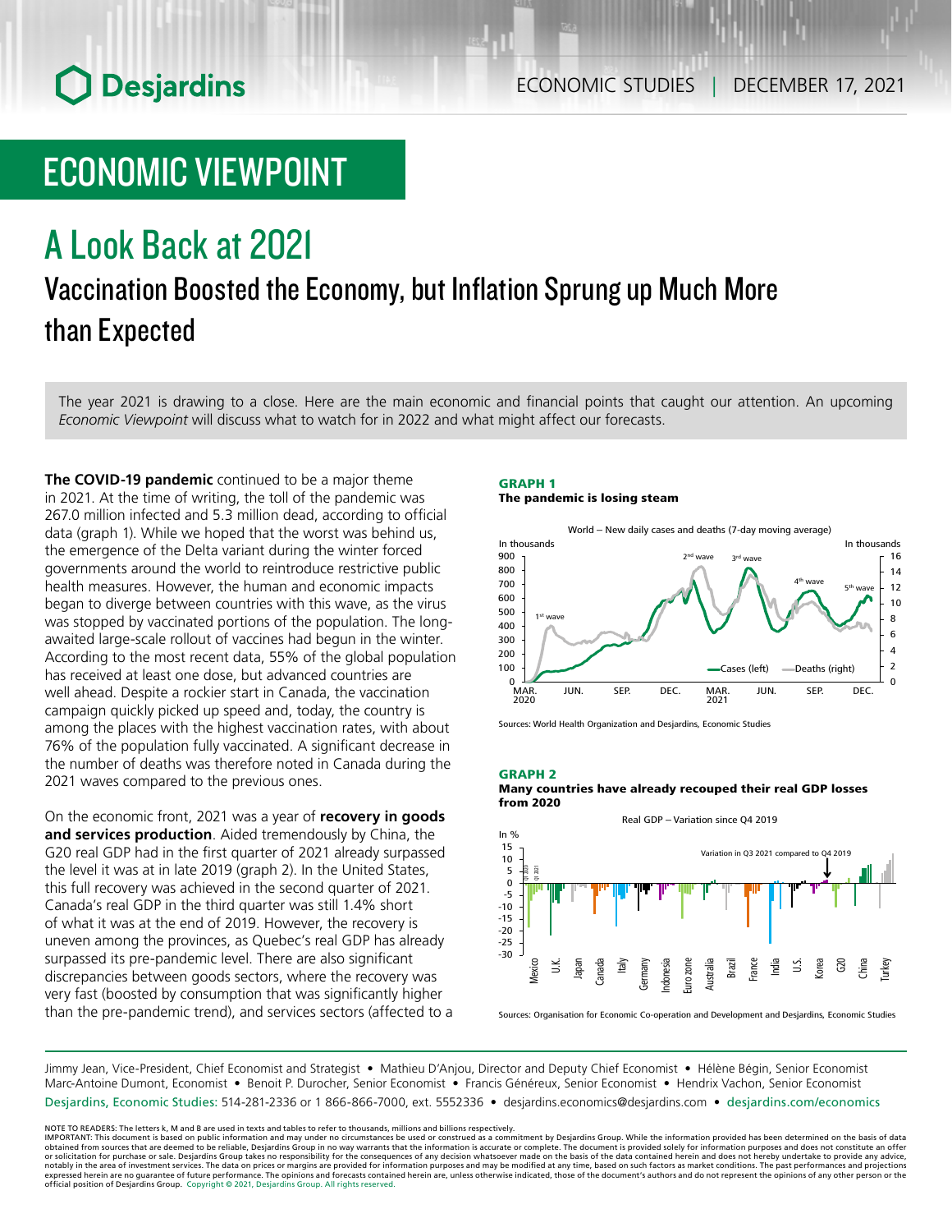# ECONOMIC VIEWPOINT

# A Look Back at 2021

## Vaccination Boosted the Economy, but Inflation Sprung up Much More than Expected

The year 2021 is drawing to a close. Here are the main economic and financial points that caught our attention. An upcoming *Economic Viewpoint* will discuss what to watch for in 2022 and what might affect our forecasts.

**The COVID-19 pandemic** continued to be a major theme in 2021. At the time of writing, the toll of the pandemic was 267.0 million infected and 5.3 million dead, according to official data (graph 1). While we hoped that the worst was behind us, the emergence of the Delta variant during the winter forced governments around the world to reintroduce restrictive public health measures. However, the human and economic impacts began to diverge between countries with this wave, as the virus was stopped by vaccinated portions of the population. The long-awaited large-scale rollout of vaccines had begun in the winter. According to the most recent data, 55% of the global population has received at least one dose, but advanced countries are well ahead. Despite a rockier start in Canada, the vaccination campaign quickly picked up speed and, today, the country is among the places with the highest vaccination rates, with about 76% of the population fully vaccinated. A significant decrease in the number of deaths was therefore noted in Canada during the 2021 waves compared to the previous ones.

On the economic front, 2021 was a year of **recovery in goods and services production**. Aided tremendously by China, the G20 real GDP had in the first quarter of 2021 already surpassed the level it was at in late 2019 (graph 2). In the United States, this full recovery was achieved in the second quarter of 2021. Canada's real GDP in the third quarter was still 1.4% short of what it was at the end of 2019. However, the recovery is uneven among the provinces, as Quebec's real GDP has already surpassed its pre-pandemic level. There are also significant discrepancies between goods sectors, where the recovery was very fast (boosted by consumption that was significantly higher than the pre-pandemic trend), and services sectors (affected to a

**GRAPH 1**
**The pandemic is losing steam**

World – New daily cases and deaths (7-day moving average)

Sources: World Health Organization and Desjardins, Economic Studies

**GRAPH 2**
**Many countries have already recouped their real GDP losses from 2020**

Real GDP – Variation since Q4 2019

Sources: Organisation for Economic Co-operation and Development and Desjardins, Economic Studies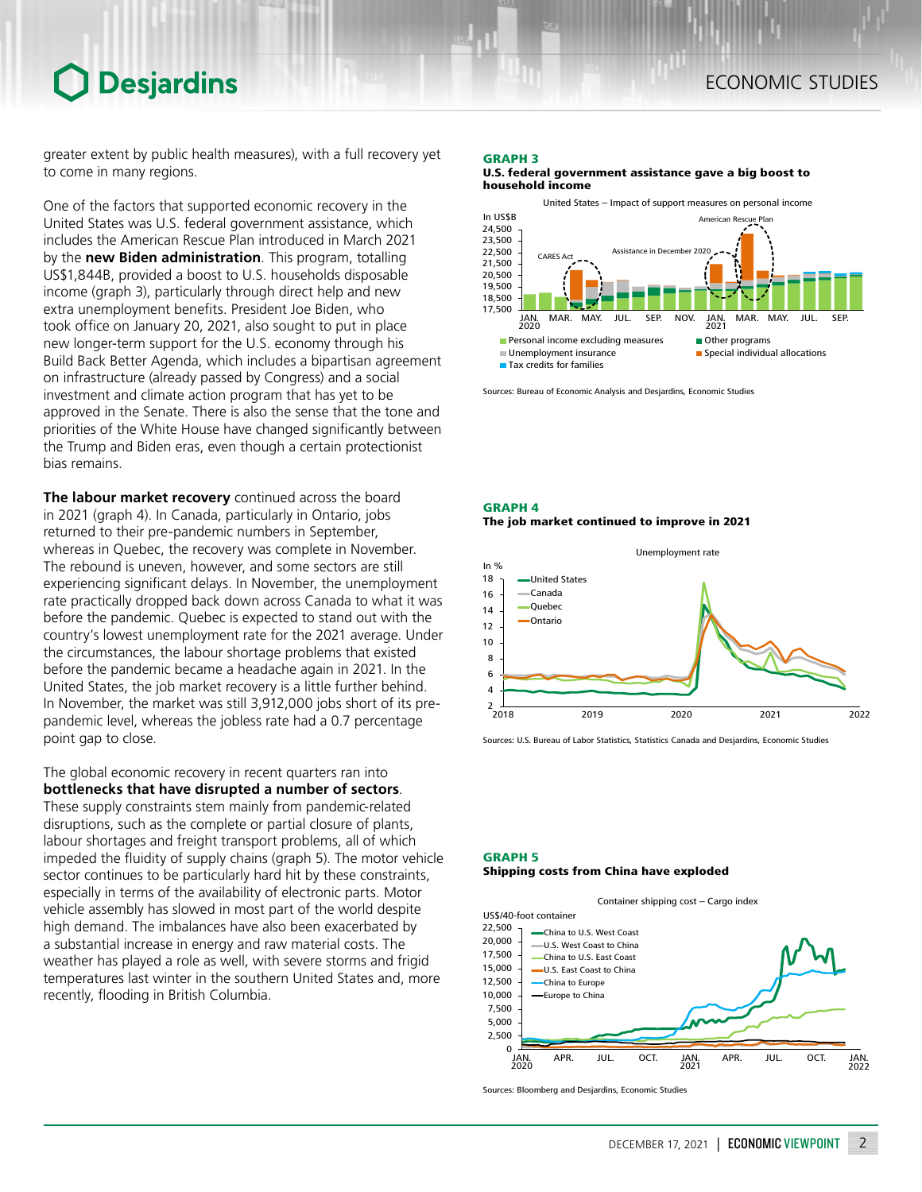greater extent by public health measures), with a full recovery yet to come in many regions.

One of the factors that supported economic recovery in the United States was U.S. federal government assistance, which includes the American Rescue Plan introduced in March 2021 by the **new Biden administration**. This program, totalling US$1,844B, provided a boost to U.S. households disposable income (graph 3), particularly through direct help and new extra unemployment benefits. President Joe Biden, who took office on January 20, 2021, also sought to put in place new longer-term support for the U.S. economy through his Build Back Better Agenda, which includes a bipartisan agreement on infrastructure (already passed by Congress) and a social investment and climate action program that has yet to be approved in the Senate. There is also the sense that the tone and priorities of the White House have changed significantly between the Trump and Biden eras, even though a certain protectionist bias remains.

**The labour market recovery** continued across the board in 2021 (graph 4). In Canada, particularly in Ontario, jobs returned to their pre-pandemic numbers in September, whereas in Quebec, the recovery was complete in November. The rebound is uneven, however, and some sectors are still experiencing significant delays. In November, the unemployment rate practically dropped back down across Canada to what it was before the pandemic. Quebec is expected to stand out with the country's lowest unemployment rate for the 2021 average. Under the circumstances, the labour shortage problems that existed before the pandemic became a headache again in 2021. In the United States, the job market recovery is a little further behind. In November, the market was still 3,912,000 jobs short of its pre-pandemic level, whereas the jobless rate had a 0.7 percentage point gap to close.

The global economic recovery in recent quarters ran into **bottlenecks that have disrupted a number of sectors**. These supply constraints stem mainly from pandemic-related disruptions, such as the complete or partial closure of plants, labour shortages and freight transport problems, all of which impeded the fluidity of supply chains (graph 5). The motor vehicle sector continues to be particularly hard hit by these constraints, especially in terms of the availability of electronic parts. Motor vehicle assembly has slowed in most part of the world despite high demand. The imbalances have also been exacerbated by a substantial increase in energy and raw material costs. The weather has played a role as well, with severe storms and frigid temperatures last winter in the southern United States and, more recently, flooding in British Columbia.

**GRAPH 3**
**U.S. federal government assistance gave a big boost to household income**

United States – Impact of support measures on personal income

In US$B

Legend: Personal income excluding measures; Other programs; Unemployment insurance; Special individual allocations; Tax credits for families. Annotations: CARES Act; Assistance in December 2020; American Rescue Plan.

Sources: Bureau of Economic Analysis and Desjardins, Economic Studies

**GRAPH 4**
**The job market continued to improve in 2021**

Unemployment rate

In %

Legend: United States; Canada; Quebec; Ontario

Sources: U.S. Bureau of Labor Statistics, Statistics Canada and Desjardins, Economic Studies

**GRAPH 5**
**Shipping costs from China have exploded**

Container shipping cost – Cargo index

US$/40-foot container

Legend: China to U.S. West Coast; U.S. West Coast to China; China to U.S. East Coast; U.S. East Coast to China; China to Europe; Europe to China

Sources: Bloomberg and Desjardins, Economic Studies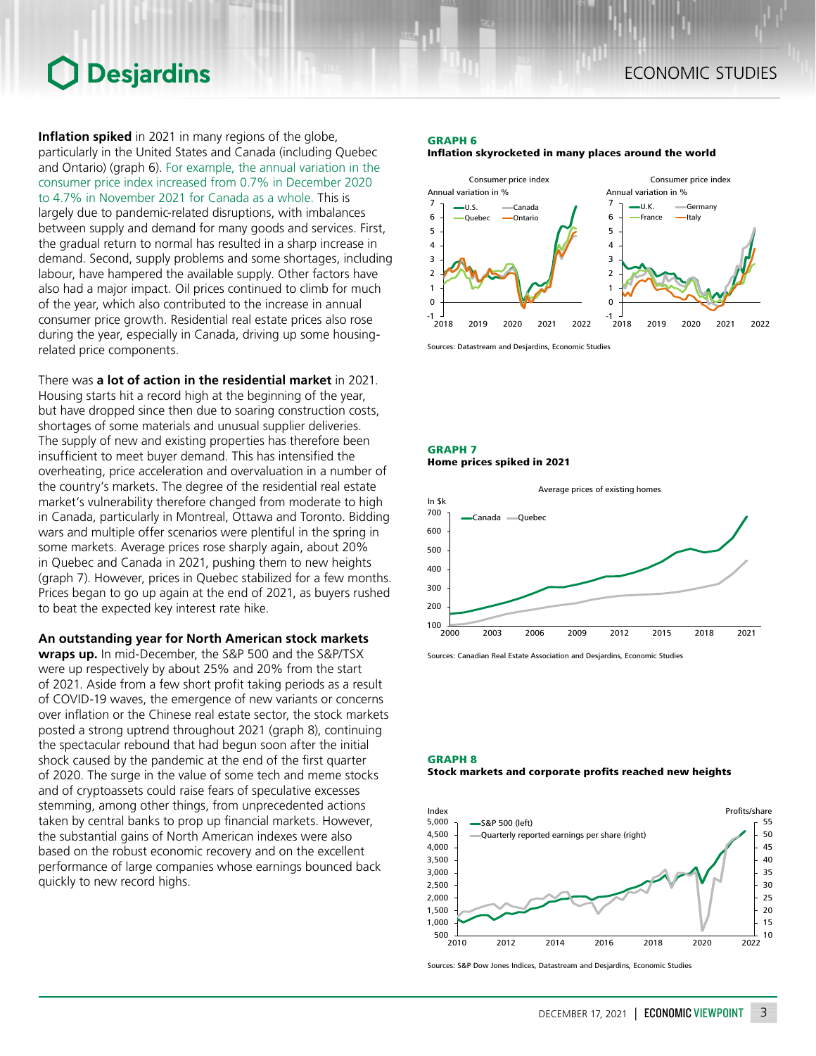**Inflation spiked** in 2021 in many regions of the globe, particularly in the United States and Canada (including Quebec and Ontario) (graph 6). For example, the annual variation in the consumer price index increased from 0.7% in December 2020 to 4.7% in November 2021 for Canada as a whole. This is largely due to pandemic-related disruptions, with imbalances between supply and demand for many goods and services. First, the gradual return to normal has resulted in a sharp increase in demand. Second, supply problems and some shortages, including labour, have hampered the available supply. Other factors have also had a major impact. Oil prices continued to climb for much of the year, which also contributed to the increase in annual consumer price growth. Residential real estate prices also rose during the year, especially in Canada, driving up some housing-related price components.

There was **a lot of action in the residential market** in 2021. Housing starts hit a record high at the beginning of the year, but have dropped since then due to soaring construction costs, shortages of some materials and unusual supplier deliveries. The supply of new and existing properties has therefore been insufficient to meet buyer demand. This has intensified the overheating, price acceleration and overvaluation in a number of the country's markets. The degree of the residential real estate market's vulnerability therefore changed from moderate to high in Canada, particularly in Montreal, Ottawa and Toronto. Bidding wars and multiple offer scenarios were plentiful in the spring in some markets. Average prices rose sharply again, about 20% in Quebec and Canada in 2021, pushing them to new heights (graph 7). However, prices in Quebec stabilized for a few months. Prices began to go up again at the end of 2021, as buyers rushed to beat the expected key interest rate hike.

**An outstanding year for North American stock markets wraps up.** In mid-December, the S&P 500 and the S&P/TSX were up respectively by about 25% and 20% from the start of 2021. Aside from a few short profit taking periods as a result of COVID-19 waves, the emergence of new variants or concerns over inflation or the Chinese real estate sector, the stock markets posted a strong uptrend throughout 2021 (graph 8), continuing the spectacular rebound that had begun soon after the initial shock caused by the pandemic at the end of the first quarter of 2020. The surge in the value of some tech and meme stocks and of cryptoassets could raise fears of speculative excesses stemming, among other things, from unprecedented actions taken by central banks to prop up financial markets. However, the substantial gains of North American indexes were also based on the robust economic recovery and on the excellent performance of large companies whose earnings bounced back quickly to new record highs.

**GRAPH 6**
**Inflation skyrocketed in many places around the world**

Sources: Datastream and Desjardins, Economic Studies

**GRAPH 7**
**Home prices spiked in 2021**

Sources: Canadian Real Estate Association and Desjardins, Economic Studies

**GRAPH 8**
**Stock markets and corporate profits reached new heights**

Sources: S&P Dow Jones Indices, Datastream and Desjardins, Economic Studies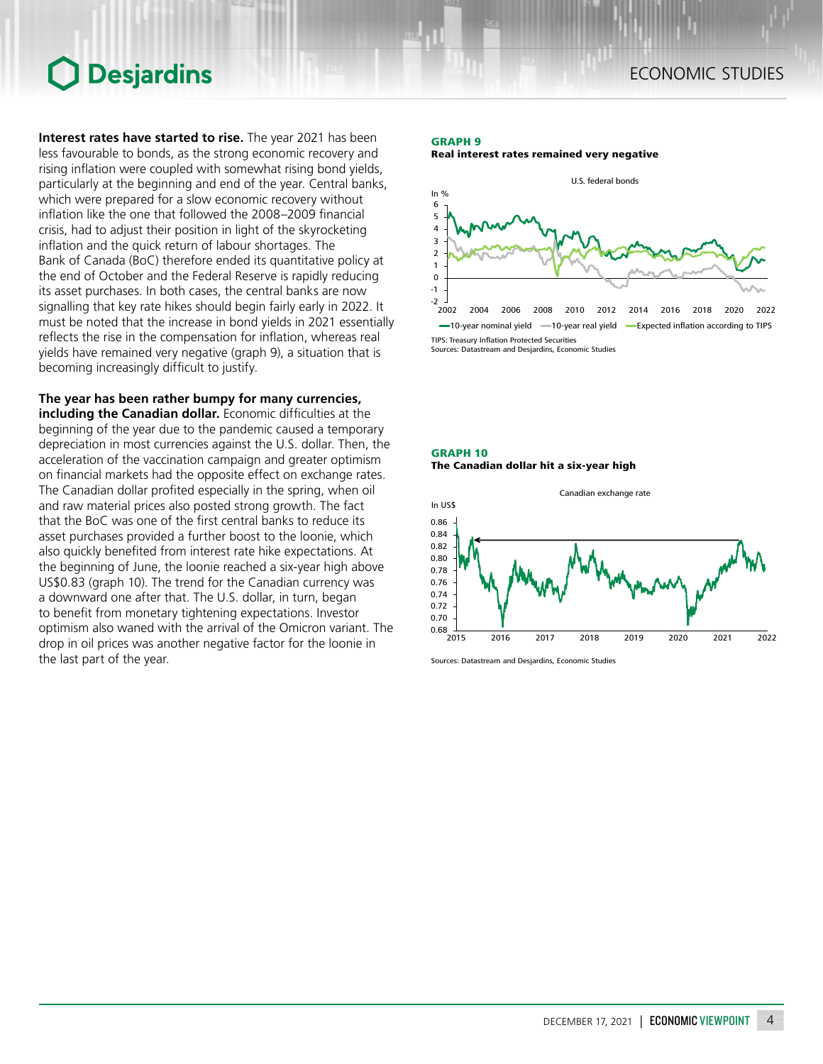**Interest rates have started to rise.** The year 2021 has been less favourable to bonds, as the strong economic recovery and rising inflation were coupled with somewhat rising bond yields, particularly at the beginning and end of the year. Central banks, which were prepared for a slow economic recovery without inflation like the one that followed the 2008–2009 financial crisis, had to adjust their position in light of the skyrocketing inflation and the quick return of labour shortages. The Bank of Canada (BoC) therefore ended its quantitative policy at the end of October and the Federal Reserve is rapidly reducing its asset purchases. In both cases, the central banks are now signalling that key rate hikes should begin fairly early in 2022. It must be noted that the increase in bond yields in 2021 essentially reflects the rise in the compensation for inflation, whereas real yields have remained very negative (graph 9), a situation that is becoming increasingly difficult to justify.

**The year has been rather bumpy for many currencies, including the Canadian dollar.** Economic difficulties at the beginning of the year due to the pandemic caused a temporary depreciation in most currencies against the U.S. dollar. Then, the acceleration of the vaccination campaign and greater optimism on financial markets had the opposite effect on exchange rates. The Canadian dollar profited especially in the spring, when oil and raw material prices also posted strong growth. The fact that the BoC was one of the first central banks to reduce its asset purchases provided a further boost to the loonie, which also quickly benefited from interest rate hike expectations. At the beginning of June, the loonie reached a six-year high above US$0.83 (graph 10). The trend for the Canadian currency was a downward one after that. The U.S. dollar, in turn, began to benefit from monetary tightening expectations. Investor optimism also waned with the arrival of the Omicron variant. The drop in oil prices was another negative factor for the loonie in the last part of the year.

**GRAPH 9**
**Real interest rates remained very negative**

U.S. federal bonds

In %

6
5
4
3
2
1
0
-1
-2

2002 2004 2006 2008 2010 2012 2014 2016 2018 2020 2022

10-year nominal yield — 10-year real yield — Expected inflation according to TIPS

TIPS: Treasury Inflation Protected Securities
Sources: Datastream and Desjardins, Economic Studies

**GRAPH 10**
**The Canadian dollar hit a six-year high**

Canadian exchange rate

In US$

0.86
0.84
0.82
0.80
0.78
0.76
0.74
0.72
0.70
0.68

2015 2016 2017 2018 2019 2020 2021 2022

Sources: Datastream and Desjardins, Economic Studies